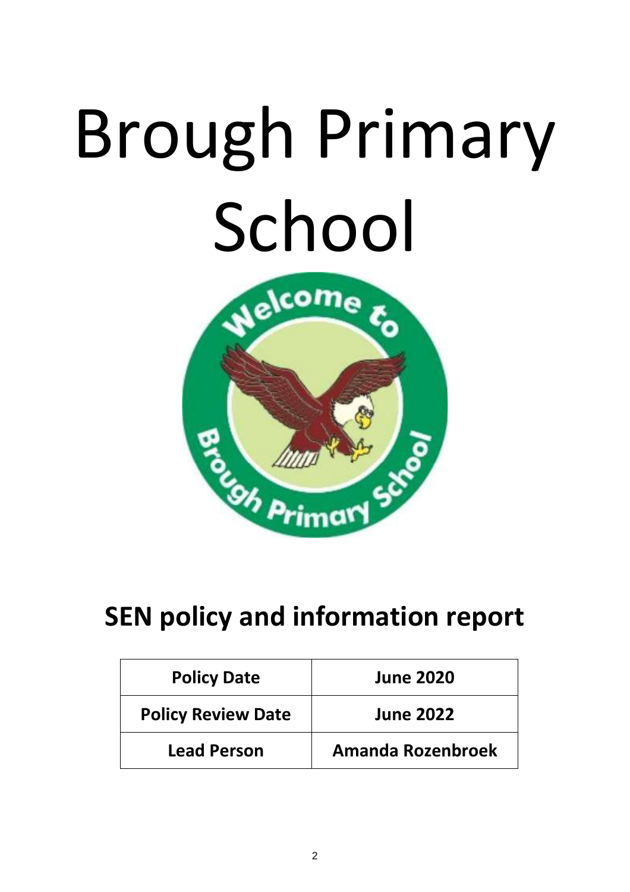# Brough Primary School

## SEN policy and information report

| Policy Date | June 2020 |
|---|---|
| Policy Review Date | June 2022 |
| Lead Person | Amanda Rozenbroek |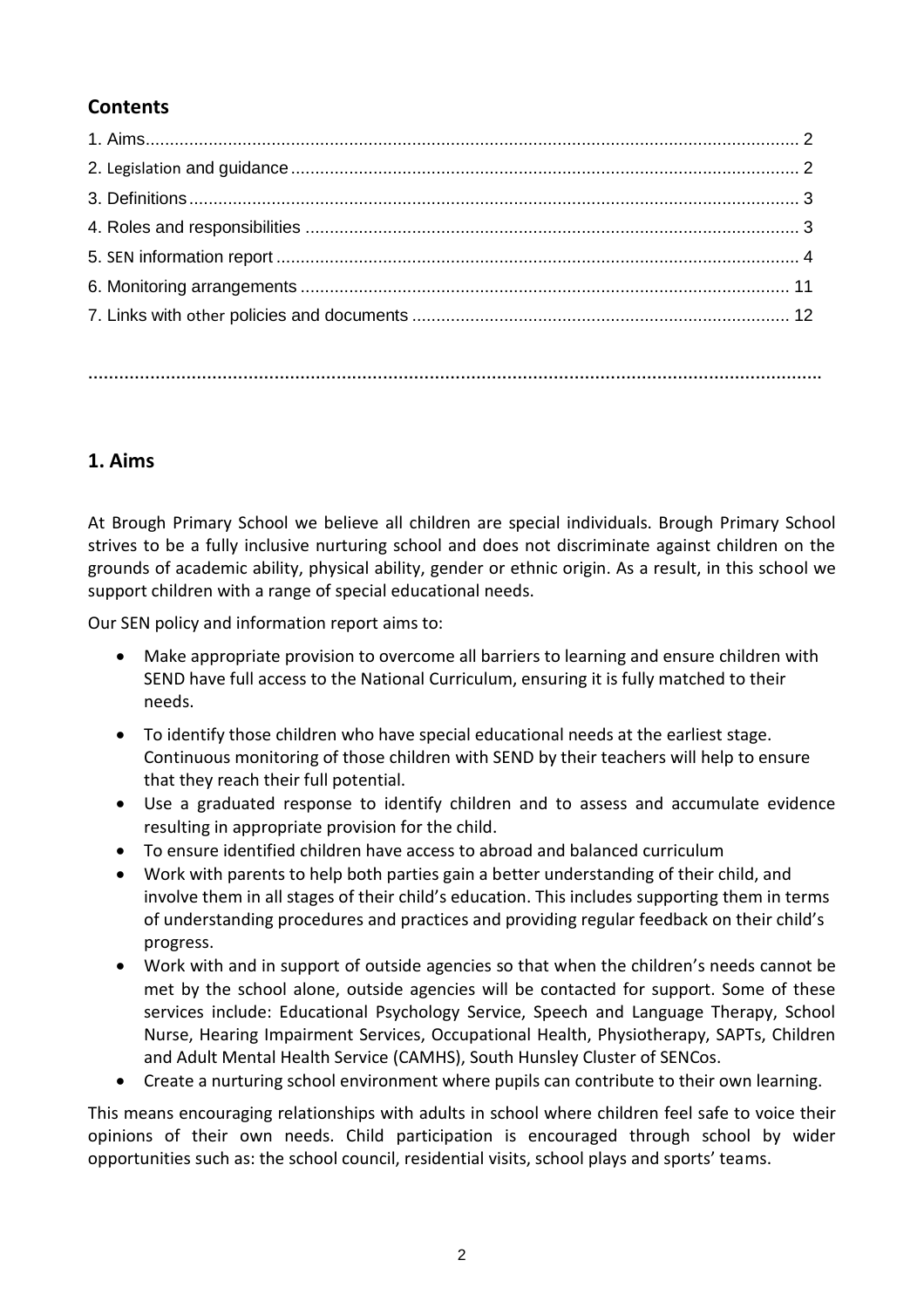## Contents

1. Aims ... 2
2. Legislation and guidance ... 2
3. Definitions ... 3
4. Roles and responsibilities ... 3
5. SEN information report ... 4
6. Monitoring arrangements ... 11
7. Links with other policies and documents ... 12

## 1. Aims

At Brough Primary School we believe all children are special individuals. Brough Primary School strives to be a fully inclusive nurturing school and does not discriminate against children on the grounds of academic ability, physical ability, gender or ethnic origin. As a result, in this school we support children with a range of special educational needs.

Our SEN policy and information report aims to:

- Make appropriate provision to overcome all barriers to learning and ensure children with SEND have full access to the National Curriculum, ensuring it is fully matched to their needs.
- To identify those children who have special educational needs at the earliest stage. Continuous monitoring of those children with SEND by their teachers will help to ensure that they reach their full potential.
- Use a graduated response to identify children and to assess and accumulate evidence resulting in appropriate provision for the child.
- To ensure identified children have access to abroad and balanced curriculum
- Work with parents to help both parties gain a better understanding of their child, and involve them in all stages of their child's education. This includes supporting them in terms of understanding procedures and practices and providing regular feedback on their child's progress.
- Work with and in support of outside agencies so that when the children's needs cannot be met by the school alone, outside agencies will be contacted for support. Some of these services include: Educational Psychology Service, Speech and Language Therapy, School Nurse, Hearing Impairment Services, Occupational Health, Physiotherapy, SAPTs, Children and Adult Mental Health Service (CAMHS), South Hunsley Cluster of SENCos.
- Create a nurturing school environment where pupils can contribute to their own learning.

This means encouraging relationships with adults in school where children feel safe to voice their opinions of their own needs. Child participation is encouraged through school by wider opportunities such as: the school council, residential visits, school plays and sports' teams.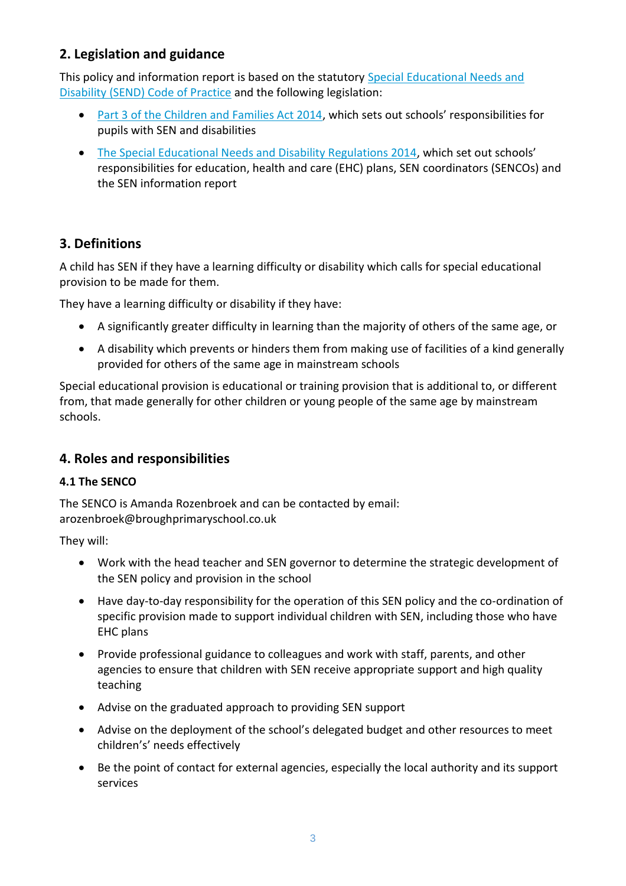## 2. Legislation and guidance

This policy and information report is based on the statutory [Special Educational Needs and Disability (SEND) Code of Practice]() and the following legislation:

- [Part 3 of the Children and Families Act 2014](), which sets out schools' responsibilities for pupils with SEN and disabilities
- [The Special Educational Needs and Disability Regulations 2014](), which set out schools' responsibilities for education, health and care (EHC) plans, SEN coordinators (SENCOs) and the SEN information report

## 3. Definitions

A child has SEN if they have a learning difficulty or disability which calls for special educational provision to be made for them.

They have a learning difficulty or disability if they have:

- A significantly greater difficulty in learning than the majority of others of the same age, or
- A disability which prevents or hinders them from making use of facilities of a kind generally provided for others of the same age in mainstream schools

Special educational provision is educational or training provision that is additional to, or different from, that made generally for other children or young people of the same age by mainstream schools.

## 4. Roles and responsibilities

### 4.1 The SENCO

The SENCO is Amanda Rozenbroek and can be contacted by email: arozenbroek@broughprimaryschool.co.uk

They will:

- Work with the head teacher and SEN governor to determine the strategic development of the SEN policy and provision in the school
- Have day-to-day responsibility for the operation of this SEN policy and the co-ordination of specific provision made to support individual children with SEN, including those who have EHC plans
- Provide professional guidance to colleagues and work with staff, parents, and other agencies to ensure that children with SEN receive appropriate support and high quality teaching
- Advise on the graduated approach to providing SEN support
- Advise on the deployment of the school's delegated budget and other resources to meet children's' needs effectively
- Be the point of contact for external agencies, especially the local authority and its support services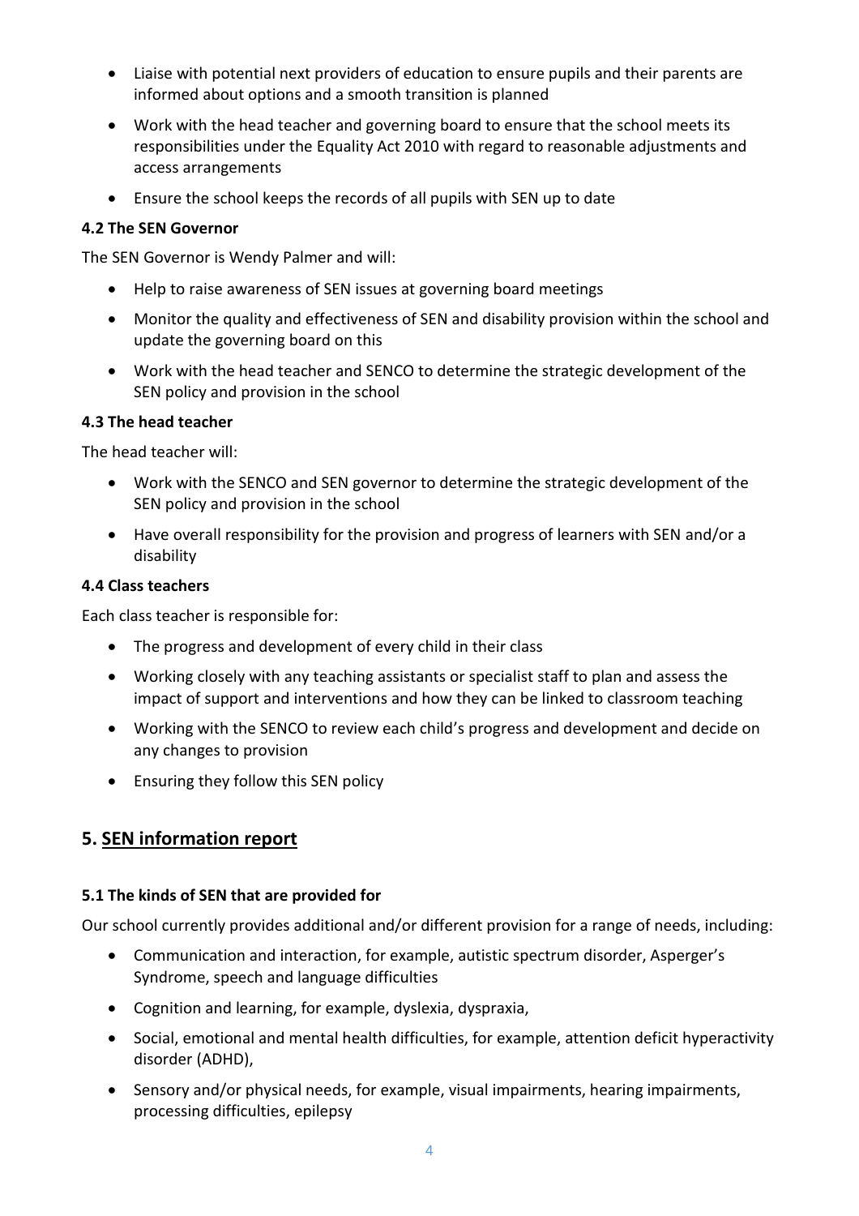- Liaise with potential next providers of education to ensure pupils and their parents are informed about options and a smooth transition is planned
- Work with the head teacher and governing board to ensure that the school meets its responsibilities under the Equality Act 2010 with regard to reasonable adjustments and access arrangements
- Ensure the school keeps the records of all pupils with SEN up to date

### 4.2 The SEN Governor

The SEN Governor is Wendy Palmer and will:

- Help to raise awareness of SEN issues at governing board meetings
- Monitor the quality and effectiveness of SEN and disability provision within the school and update the governing board on this
- Work with the head teacher and SENCO to determine the strategic development of the SEN policy and provision in the school

### 4.3 The head teacher

The head teacher will:

- Work with the SENCO and SEN governor to determine the strategic development of the SEN policy and provision in the school
- Have overall responsibility for the provision and progress of learners with SEN and/or a disability

### 4.4 Class teachers

Each class teacher is responsible for:

- The progress and development of every child in their class
- Working closely with any teaching assistants or specialist staff to plan and assess the impact of support and interventions and how they can be linked to classroom teaching
- Working with the SENCO to review each child's progress and development and decide on any changes to provision
- Ensuring they follow this SEN policy

## 5. SEN information report

### 5.1 The kinds of SEN that are provided for

Our school currently provides additional and/or different provision for a range of needs, including:

- Communication and interaction, for example, autistic spectrum disorder, Asperger's Syndrome, speech and language difficulties
- Cognition and learning, for example, dyslexia, dyspraxia,
- Social, emotional and mental health difficulties, for example, attention deficit hyperactivity disorder (ADHD),
- Sensory and/or physical needs, for example, visual impairments, hearing impairments, processing difficulties, epilepsy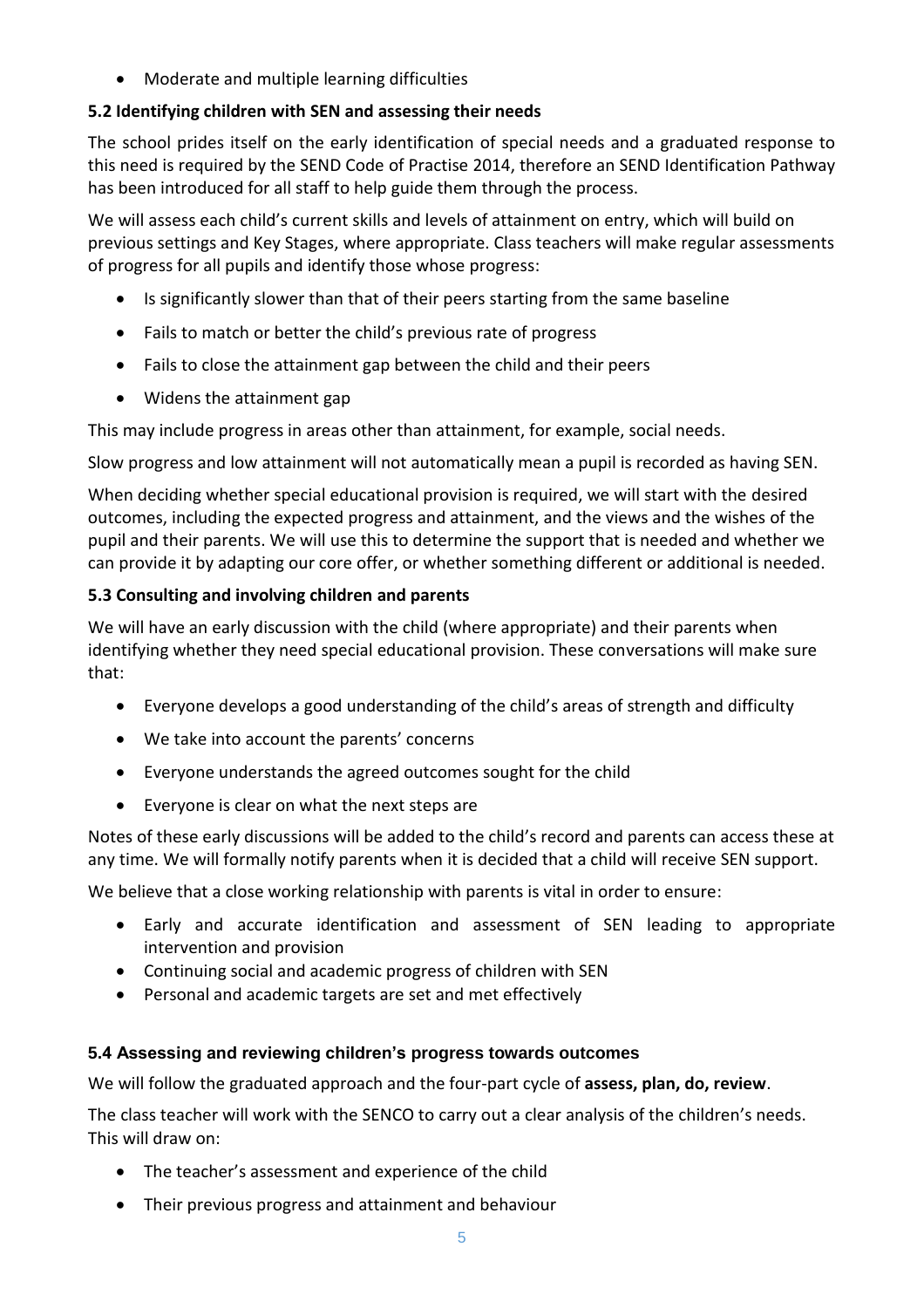- Moderate and multiple learning difficulties

### 5.2 Identifying children with SEN and assessing their needs

The school prides itself on the early identification of special needs and a graduated response to this need is required by the SEND Code of Practise 2014, therefore an SEND Identification Pathway has been introduced for all staff to help guide them through the process.

We will assess each child's current skills and levels of attainment on entry, which will build on previous settings and Key Stages, where appropriate. Class teachers will make regular assessments of progress for all pupils and identify those whose progress:

- Is significantly slower than that of their peers starting from the same baseline
- Fails to match or better the child's previous rate of progress
- Fails to close the attainment gap between the child and their peers
- Widens the attainment gap

This may include progress in areas other than attainment, for example, social needs.

Slow progress and low attainment will not automatically mean a pupil is recorded as having SEN.

When deciding whether special educational provision is required, we will start with the desired outcomes, including the expected progress and attainment, and the views and the wishes of the pupil and their parents. We will use this to determine the support that is needed and whether we can provide it by adapting our core offer, or whether something different or additional is needed.

### 5.3 Consulting and involving children and parents

We will have an early discussion with the child (where appropriate) and their parents when identifying whether they need special educational provision. These conversations will make sure that:

- Everyone develops a good understanding of the child's areas of strength and difficulty
- We take into account the parents' concerns
- Everyone understands the agreed outcomes sought for the child
- Everyone is clear on what the next steps are

Notes of these early discussions will be added to the child's record and parents can access these at any time. We will formally notify parents when it is decided that a child will receive SEN support.

We believe that a close working relationship with parents is vital in order to ensure:

- Early and accurate identification and assessment of SEN leading to appropriate intervention and provision
- Continuing social and academic progress of children with SEN
- Personal and academic targets are set and met effectively

### 5.4 Assessing and reviewing children's progress towards outcomes

We will follow the graduated approach and the four-part cycle of **assess, plan, do, review**.

The class teacher will work with the SENCO to carry out a clear analysis of the children's needs. This will draw on:

- The teacher's assessment and experience of the child
- Their previous progress and attainment and behaviour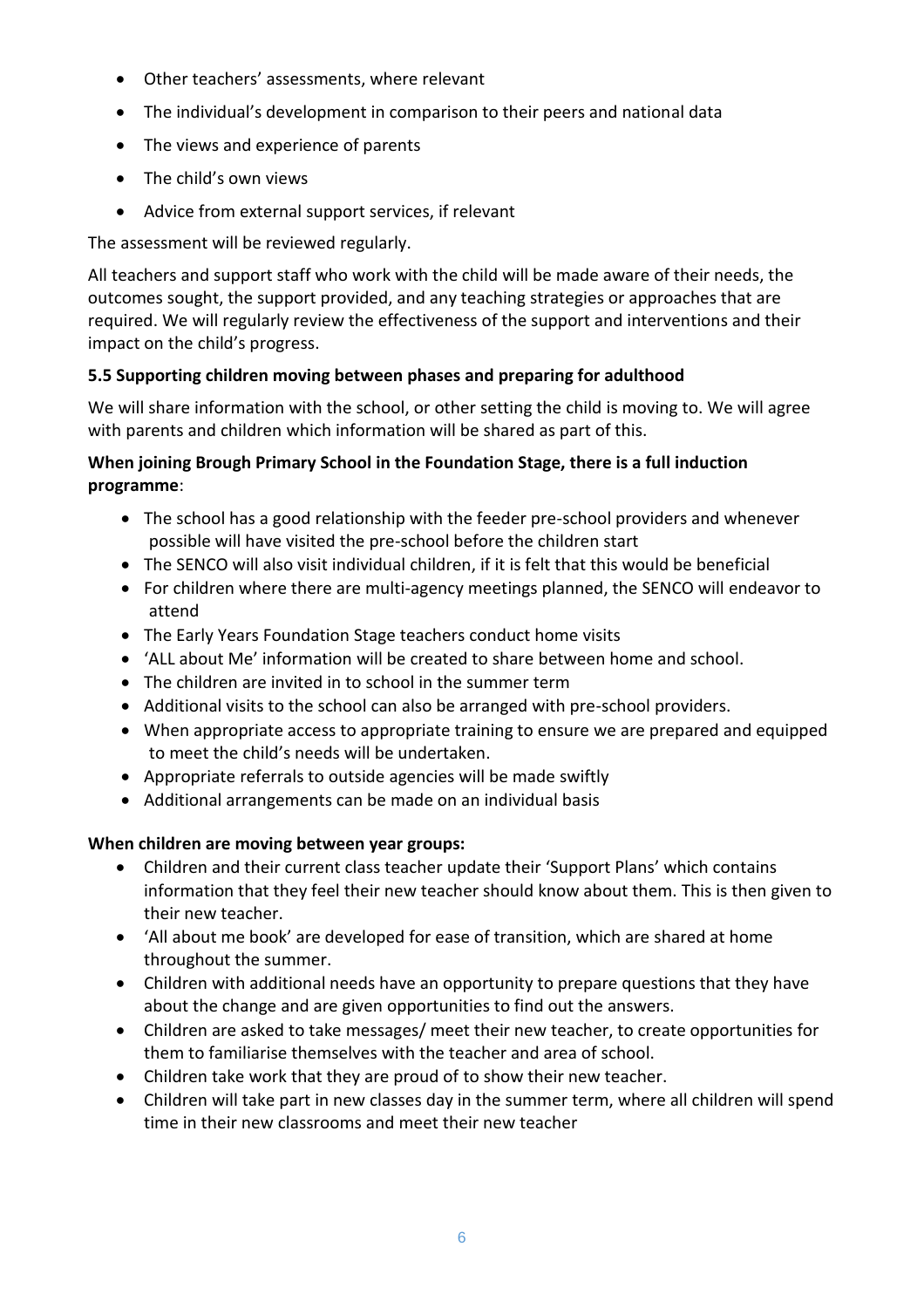- Other teachers' assessments, where relevant
- The individual's development in comparison to their peers and national data
- The views and experience of parents
- The child's own views
- Advice from external support services, if relevant

The assessment will be reviewed regularly.

All teachers and support staff who work with the child will be made aware of their needs, the outcomes sought, the support provided, and any teaching strategies or approaches that are required. We will regularly review the effectiveness of the support and interventions and their impact on the child's progress.

**5.5 Supporting children moving between phases and preparing for adulthood**

We will share information with the school, or other setting the child is moving to. We will agree with parents and children which information will be shared as part of this.

**When joining Brough Primary School in the Foundation Stage, there is a full induction programme**:

- The school has a good relationship with the feeder pre-school providers and whenever possible will have visited the pre-school before the children start
- The SENCO will also visit individual children, if it is felt that this would be beneficial
- For children where there are multi-agency meetings planned, the SENCO will endeavor to attend
- The Early Years Foundation Stage teachers conduct home visits
- 'ALL about Me' information will be created to share between home and school.
- The children are invited in to school in the summer term
- Additional visits to the school can also be arranged with pre-school providers.
- When appropriate access to appropriate training to ensure we are prepared and equipped to meet the child's needs will be undertaken.
- Appropriate referrals to outside agencies will be made swiftly
- Additional arrangements can be made on an individual basis

**When children are moving between year groups:**

- Children and their current class teacher update their 'Support Plans' which contains information that they feel their new teacher should know about them. This is then given to their new teacher.
- 'All about me book' are developed for ease of transition, which are shared at home throughout the summer.
- Children with additional needs have an opportunity to prepare questions that they have about the change and are given opportunities to find out the answers.
- Children are asked to take messages/ meet their new teacher, to create opportunities for them to familiarise themselves with the teacher and area of school.
- Children take work that they are proud of to show their new teacher.
- Children will take part in new classes day in the summer term, where all children will spend time in their new classrooms and meet their new teacher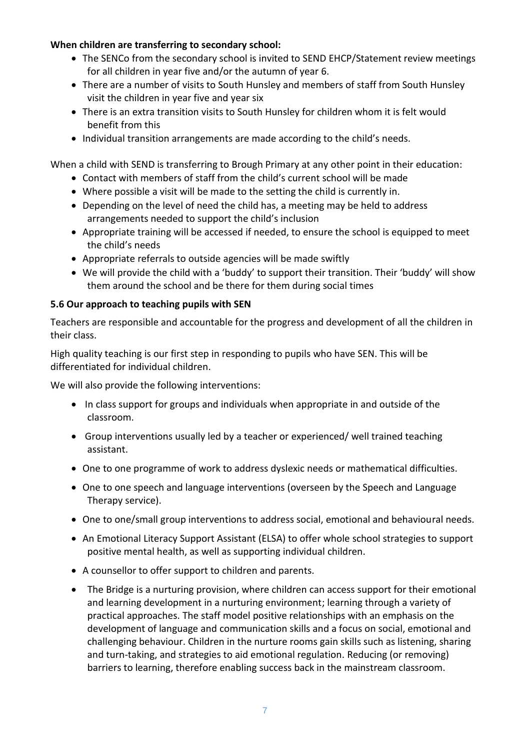**When children are transferring to secondary school:**

- The SENCo from the secondary school is invited to SEND EHCP/Statement review meetings for all children in year five and/or the autumn of year 6.
- There are a number of visits to South Hunsley and members of staff from South Hunsley visit the children in year five and year six
- There is an extra transition visits to South Hunsley for children whom it is felt would benefit from this
- Individual transition arrangements are made according to the child's needs.

When a child with SEND is transferring to Brough Primary at any other point in their education:

- Contact with members of staff from the child's current school will be made
- Where possible a visit will be made to the setting the child is currently in.
- Depending on the level of need the child has, a meeting may be held to address arrangements needed to support the child's inclusion
- Appropriate training will be accessed if needed, to ensure the school is equipped to meet the child's needs
- Appropriate referrals to outside agencies will be made swiftly
- We will provide the child with a 'buddy' to support their transition. Their 'buddy' will show them around the school and be there for them during social times

**5.6 Our approach to teaching pupils with SEN**

Teachers are responsible and accountable for the progress and development of all the children in their class.

High quality teaching is our first step in responding to pupils who have SEN. This will be differentiated for individual children.

We will also provide the following interventions:

- In class support for groups and individuals when appropriate in and outside of the classroom.
- Group interventions usually led by a teacher or experienced/ well trained teaching assistant.
- One to one programme of work to address dyslexic needs or mathematical difficulties.
- One to one speech and language interventions (overseen by the Speech and Language Therapy service).
- One to one/small group interventions to address social, emotional and behavioural needs.
- An Emotional Literacy Support Assistant (ELSA) to offer whole school strategies to support positive mental health, as well as supporting individual children.
- A counsellor to offer support to children and parents.
- The Bridge is a nurturing provision, where children can access support for their emotional and learning development in a nurturing environment; learning through a variety of practical approaches. The staff model positive relationships with an emphasis on the development of language and communication skills and a focus on social, emotional and challenging behaviour. Children in the nurture rooms gain skills such as listening, sharing and turn-taking, and strategies to aid emotional regulation. Reducing (or removing) barriers to learning, therefore enabling success back in the mainstream classroom.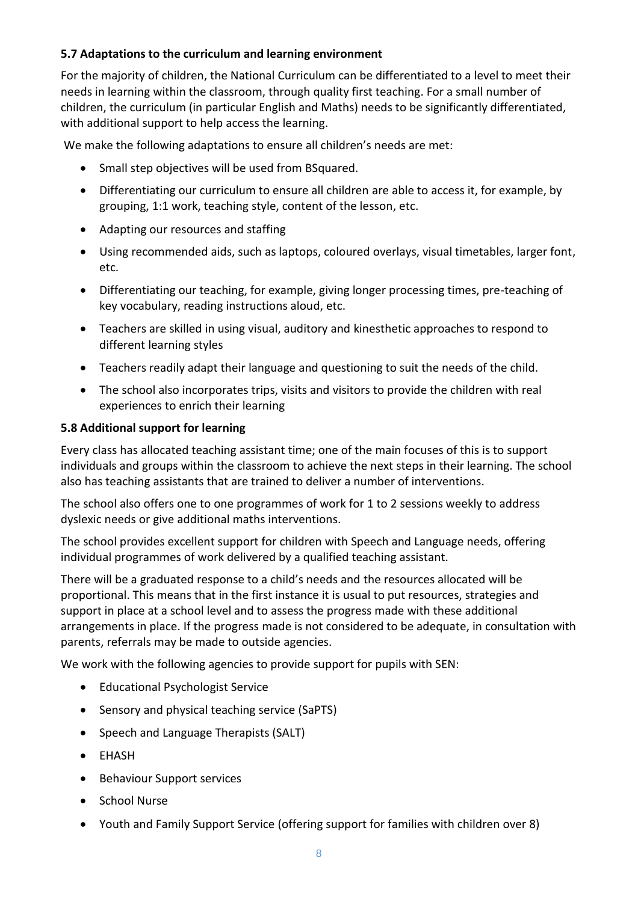### 5.7 Adaptations to the curriculum and learning environment

For the majority of children, the National Curriculum can be differentiated to a level to meet their needs in learning within the classroom, through quality first teaching. For a small number of children, the curriculum (in particular English and Maths) needs to be significantly differentiated, with additional support to help access the learning.

We make the following adaptations to ensure all children's needs are met:

- Small step objectives will be used from BSquared.
- Differentiating our curriculum to ensure all children are able to access it, for example, by grouping, 1:1 work, teaching style, content of the lesson, etc.
- Adapting our resources and staffing
- Using recommended aids, such as laptops, coloured overlays, visual timetables, larger font, etc.
- Differentiating our teaching, for example, giving longer processing times, pre-teaching of key vocabulary, reading instructions aloud, etc.
- Teachers are skilled in using visual, auditory and kinesthetic approaches to respond to different learning styles
- Teachers readily adapt their language and questioning to suit the needs of the child.
- The school also incorporates trips, visits and visitors to provide the children with real experiences to enrich their learning

### 5.8 Additional support for learning

Every class has allocated teaching assistant time; one of the main focuses of this is to support individuals and groups within the classroom to achieve the next steps in their learning. The school also has teaching assistants that are trained to deliver a number of interventions.

The school also offers one to one programmes of work for 1 to 2 sessions weekly to address dyslexic needs or give additional maths interventions.

The school provides excellent support for children with Speech and Language needs, offering individual programmes of work delivered by a qualified teaching assistant.

There will be a graduated response to a child's needs and the resources allocated will be proportional. This means that in the first instance it is usual to put resources, strategies and support in place at a school level and to assess the progress made with these additional arrangements in place. If the progress made is not considered to be adequate, in consultation with parents, referrals may be made to outside agencies.

We work with the following agencies to provide support for pupils with SEN:

- Educational Psychologist Service
- Sensory and physical teaching service (SaPTS)
- Speech and Language Therapists (SALT)
- EHASH
- Behaviour Support services
- School Nurse
- Youth and Family Support Service (offering support for families with children over 8)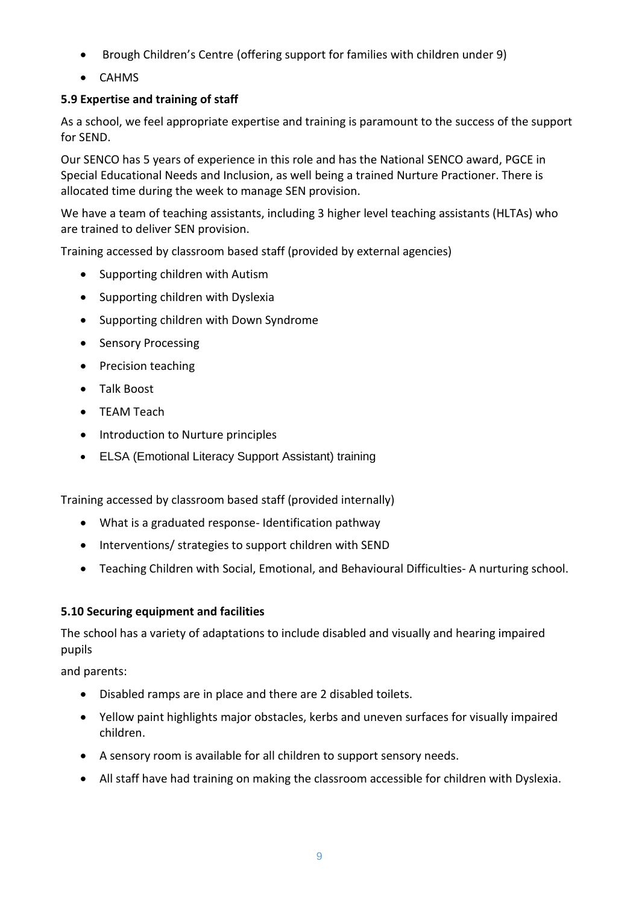- Brough Children's Centre (offering support for families with children under 9)
- CAHMS

### 5.9 Expertise and training of staff

As a school, we feel appropriate expertise and training is paramount to the success of the support for SEND.

Our SENCO has 5 years of experience in this role and has the National SENCO award, PGCE in Special Educational Needs and Inclusion, as well being a trained Nurture Practioner. There is allocated time during the week to manage SEN provision.

We have a team of teaching assistants, including 3 higher level teaching assistants (HLTAs) who are trained to deliver SEN provision.

Training accessed by classroom based staff (provided by external agencies)

- Supporting children with Autism
- Supporting children with Dyslexia
- Supporting children with Down Syndrome
- Sensory Processing
- Precision teaching
- Talk Boost
- TEAM Teach
- Introduction to Nurture principles
- ELSA (Emotional Literacy Support Assistant) training

Training accessed by classroom based staff (provided internally)

- What is a graduated response- Identification pathway
- Interventions/ strategies to support children with SEND
- Teaching Children with Social, Emotional, and Behavioural Difficulties- A nurturing school.

### 5.10 Securing equipment and facilities

The school has a variety of adaptations to include disabled and visually and hearing impaired pupils

and parents:

- Disabled ramps are in place and there are 2 disabled toilets.
- Yellow paint highlights major obstacles, kerbs and uneven surfaces for visually impaired children.
- A sensory room is available for all children to support sensory needs.
- All staff have had training on making the classroom accessible for children with Dyslexia.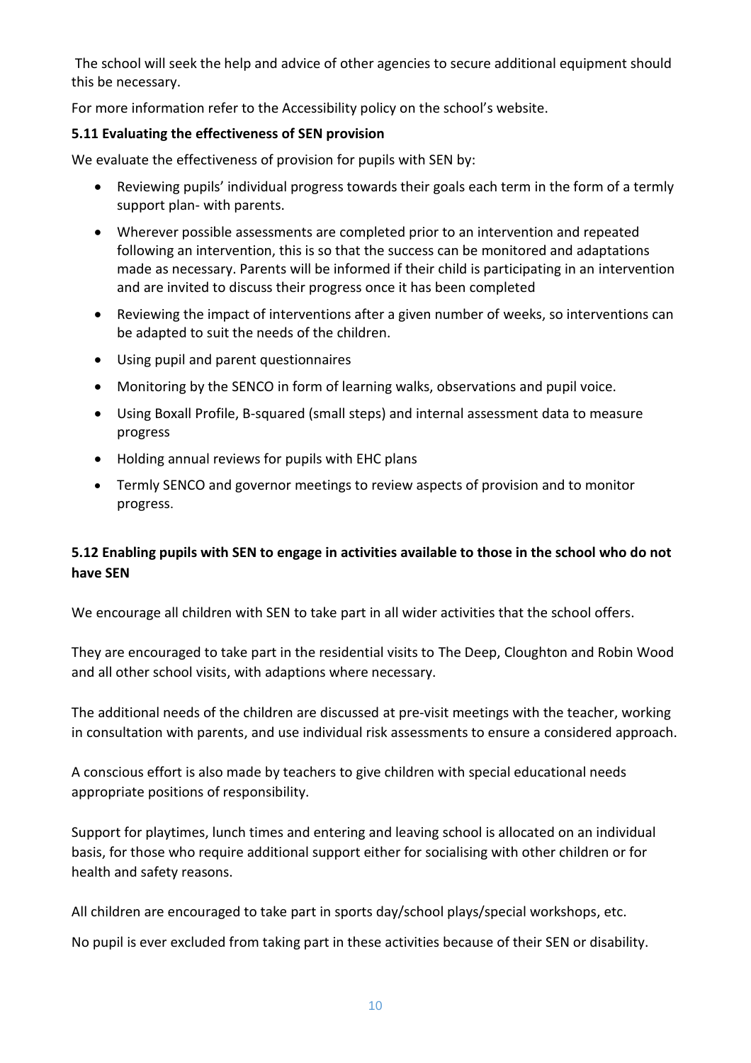The school will seek the help and advice of other agencies to secure additional equipment should this be necessary.

For more information refer to the Accessibility policy on the school's website.

**5.11 Evaluating the effectiveness of SEN provision**

We evaluate the effectiveness of provision for pupils with SEN by:

- Reviewing pupils' individual progress towards their goals each term in the form of a termly support plan- with parents.
- Wherever possible assessments are completed prior to an intervention and repeated following an intervention, this is so that the success can be monitored and adaptations made as necessary. Parents will be informed if their child is participating in an intervention and are invited to discuss their progress once it has been completed
- Reviewing the impact of interventions after a given number of weeks, so interventions can be adapted to suit the needs of the children.
- Using pupil and parent questionnaires
- Monitoring by the SENCO in form of learning walks, observations and pupil voice.
- Using Boxall Profile, B-squared (small steps) and internal assessment data to measure progress
- Holding annual reviews for pupils with EHC plans
- Termly SENCO and governor meetings to review aspects of provision and to monitor progress.

**5.12 Enabling pupils with SEN to engage in activities available to those in the school who do not have SEN**

We encourage all children with SEN to take part in all wider activities that the school offers.

They are encouraged to take part in the residential visits to The Deep, Cloughton and Robin Wood and all other school visits, with adaptions where necessary.

The additional needs of the children are discussed at pre-visit meetings with the teacher, working in consultation with parents, and use individual risk assessments to ensure a considered approach.

A conscious effort is also made by teachers to give children with special educational needs appropriate positions of responsibility.

Support for playtimes, lunch times and entering and leaving school is allocated on an individual basis, for those who require additional support either for socialising with other children or for health and safety reasons.

All children are encouraged to take part in sports day/school plays/special workshops, etc.

No pupil is ever excluded from taking part in these activities because of their SEN or disability.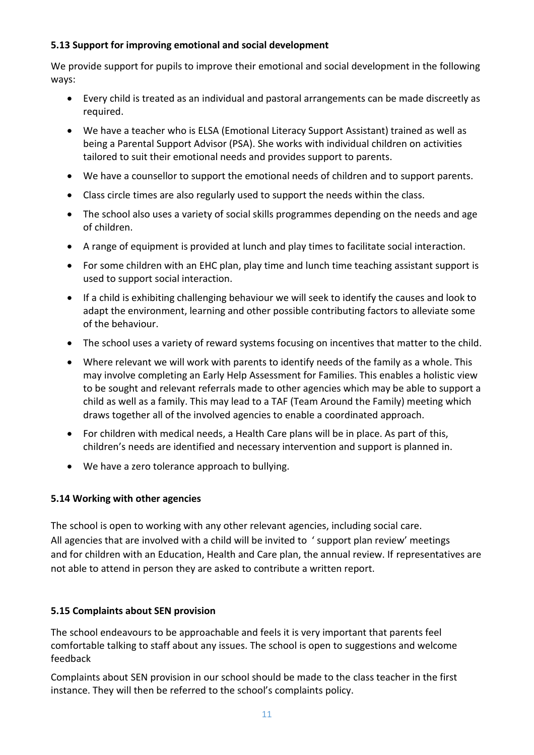**5.13 Support for improving emotional and social development**

We provide support for pupils to improve their emotional and social development in the following ways:

- Every child is treated as an individual and pastoral arrangements can be made discreetly as required.
- We have a teacher who is ELSA (Emotional Literacy Support Assistant) trained as well as being a Parental Support Advisor (PSA). She works with individual children on activities tailored to suit their emotional needs and provides support to parents.
- We have a counsellor to support the emotional needs of children and to support parents.
- Class circle times are also regularly used to support the needs within the class.
- The school also uses a variety of social skills programmes depending on the needs and age of children.
- A range of equipment is provided at lunch and play times to facilitate social interaction.
- For some children with an EHC plan, play time and lunch time teaching assistant support is used to support social interaction.
- If a child is exhibiting challenging behaviour we will seek to identify the causes and look to adapt the environment, learning and other possible contributing factors to alleviate some of the behaviour.
- The school uses a variety of reward systems focusing on incentives that matter to the child.
- Where relevant we will work with parents to identify needs of the family as a whole. This may involve completing an Early Help Assessment for Families. This enables a holistic view to be sought and relevant referrals made to other agencies which may be able to support a child as well as a family. This may lead to a TAF (Team Around the Family) meeting which draws together all of the involved agencies to enable a coordinated approach.
- For children with medical needs, a Health Care plans will be in place. As part of this, children's needs are identified and necessary intervention and support is planned in.
- We have a zero tolerance approach to bullying.

**5.14 Working with other agencies**

The school is open to working with any other relevant agencies, including social care. All agencies that are involved with a child will be invited to ' support plan review' meetings and for children with an Education, Health and Care plan, the annual review. If representatives are not able to attend in person they are asked to contribute a written report.

**5.15 Complaints about SEN provision**

The school endeavours to be approachable and feels it is very important that parents feel comfortable talking to staff about any issues. The school is open to suggestions and welcome feedback

Complaints about SEN provision in our school should be made to the class teacher in the first instance. They will then be referred to the school's complaints policy.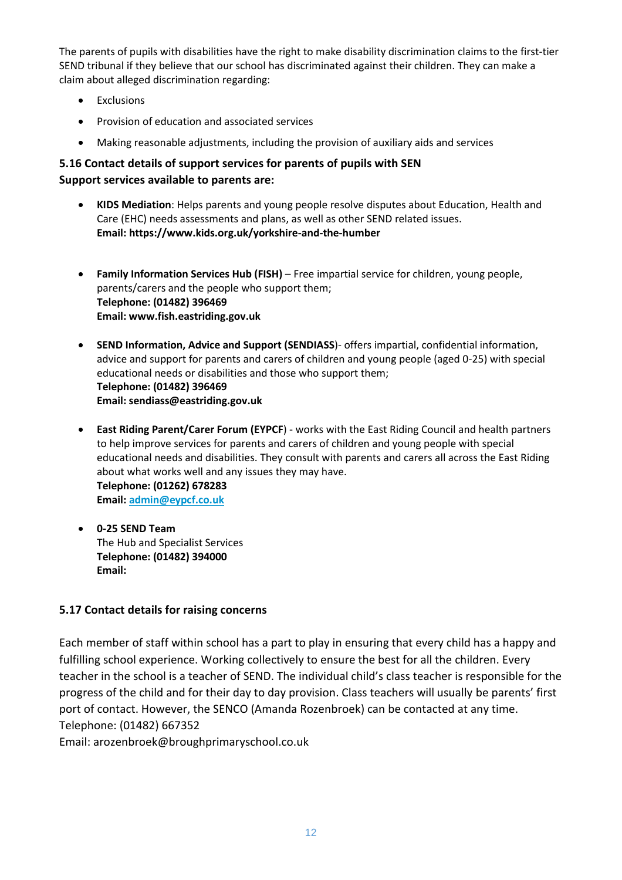The parents of pupils with disabilities have the right to make disability discrimination claims to the first-tier SEND tribunal if they believe that our school has discriminated against their children. They can make a claim about alleged discrimination regarding:

- Exclusions
- Provision of education and associated services
- Making reasonable adjustments, including the provision of auxiliary aids and services

### 5.16 Contact details of support services for parents of pupils with SEN

**Support services available to parents are:**

- **KIDS Mediation**: Helps parents and young people resolve disputes about Education, Health and Care (EHC) needs assessments and plans, as well as other SEND related issues.
  **Email: https://www.kids.org.uk/yorkshire-and-the-humber**

- **Family Information Services Hub (FISH)** – Free impartial service for children, young people, parents/carers and the people who support them;
  **Telephone: (01482) 396469**
  **Email: www.fish.eastriding.gov.uk**

- **SEND Information, Advice and Support (SENDIASS)**- offers impartial, confidential information, advice and support for parents and carers of children and young people (aged 0-25) with special educational needs or disabilities and those who support them;
  **Telephone: (01482) 396469**
  **Email: sendiass@eastriding.gov.uk**

- **East Riding Parent/Carer Forum (EYPCF**) - works with the East Riding Council and health partners to help improve services for parents and carers of children and young people with special educational needs and disabilities. They consult with parents and carers all across the East Riding about what works well and any issues they may have.
  **Telephone: (01262) 678283**
  **Email: admin@eypcf.co.uk**

- **0-25 SEND Team**
  The Hub and Specialist Services
  **Telephone: (01482) 394000**
  **Email:**

### 5.17 Contact details for raising concerns

Each member of staff within school has a part to play in ensuring that every child has a happy and fulfilling school experience. Working collectively to ensure the best for all the children. Every teacher in the school is a teacher of SEND. The individual child's class teacher is responsible for the progress of the child and for their day to day provision. Class teachers will usually be parents' first port of contact. However, the SENCO (Amanda Rozenbroek) can be contacted at any time.
Telephone: (01482) 667352
Email: arozenbroek@broughprimaryschool.co.uk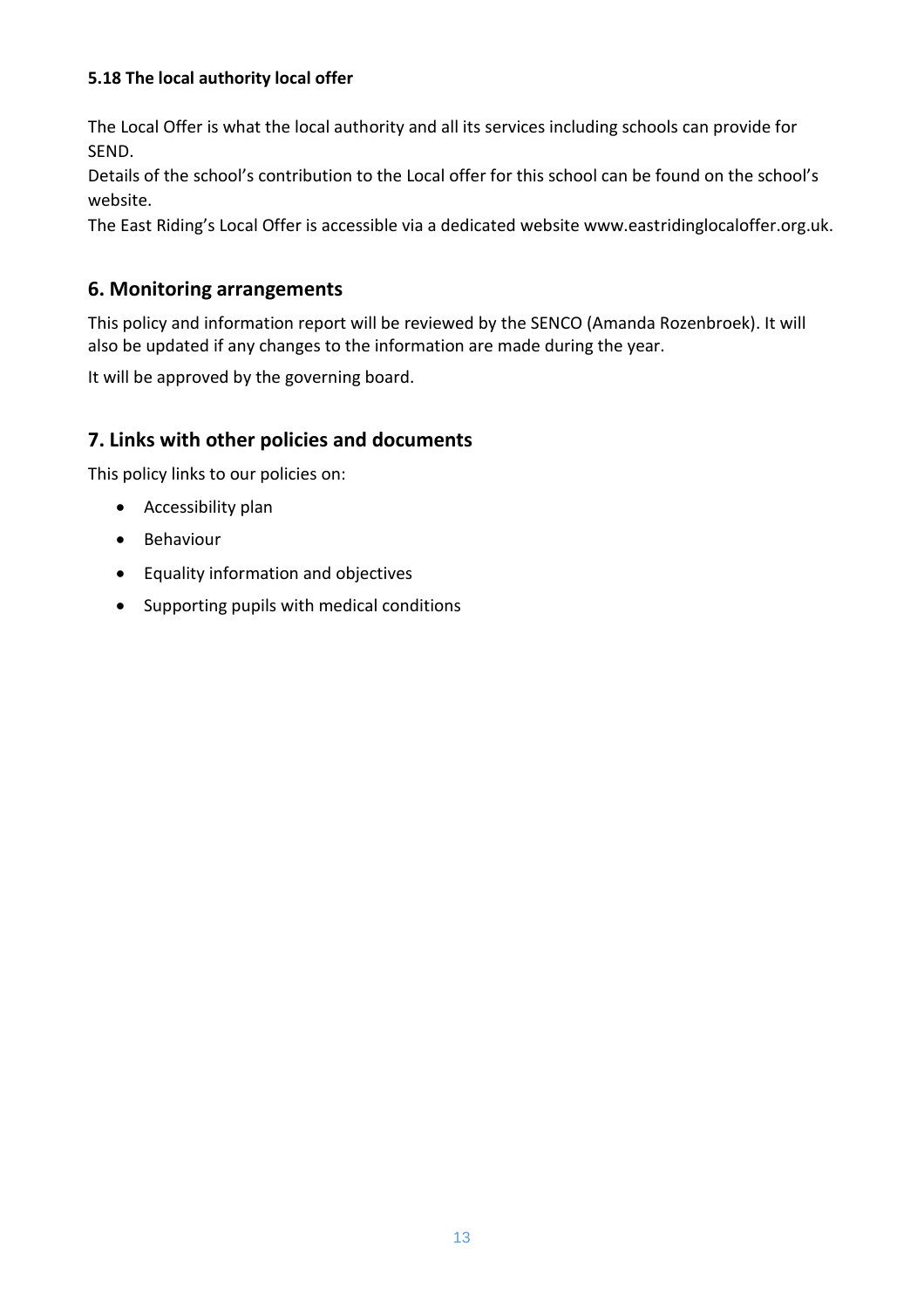#### 5.18 The local authority local offer

The Local Offer is what the local authority and all its services including schools can provide for SEND.
Details of the school's contribution to the Local offer for this school can be found on the school's website.
The East Riding's Local Offer is accessible via a dedicated website www.eastridinglocaloffer.org.uk.

## 6. Monitoring arrangements

This policy and information report will be reviewed by the SENCO (Amanda Rozenbroek). It will also be updated if any changes to the information are made during the year.

It will be approved by the governing board.

## 7. Links with other policies and documents

This policy links to our policies on:

- Accessibility plan
- Behaviour
- Equality information and objectives
- Supporting pupils with medical conditions